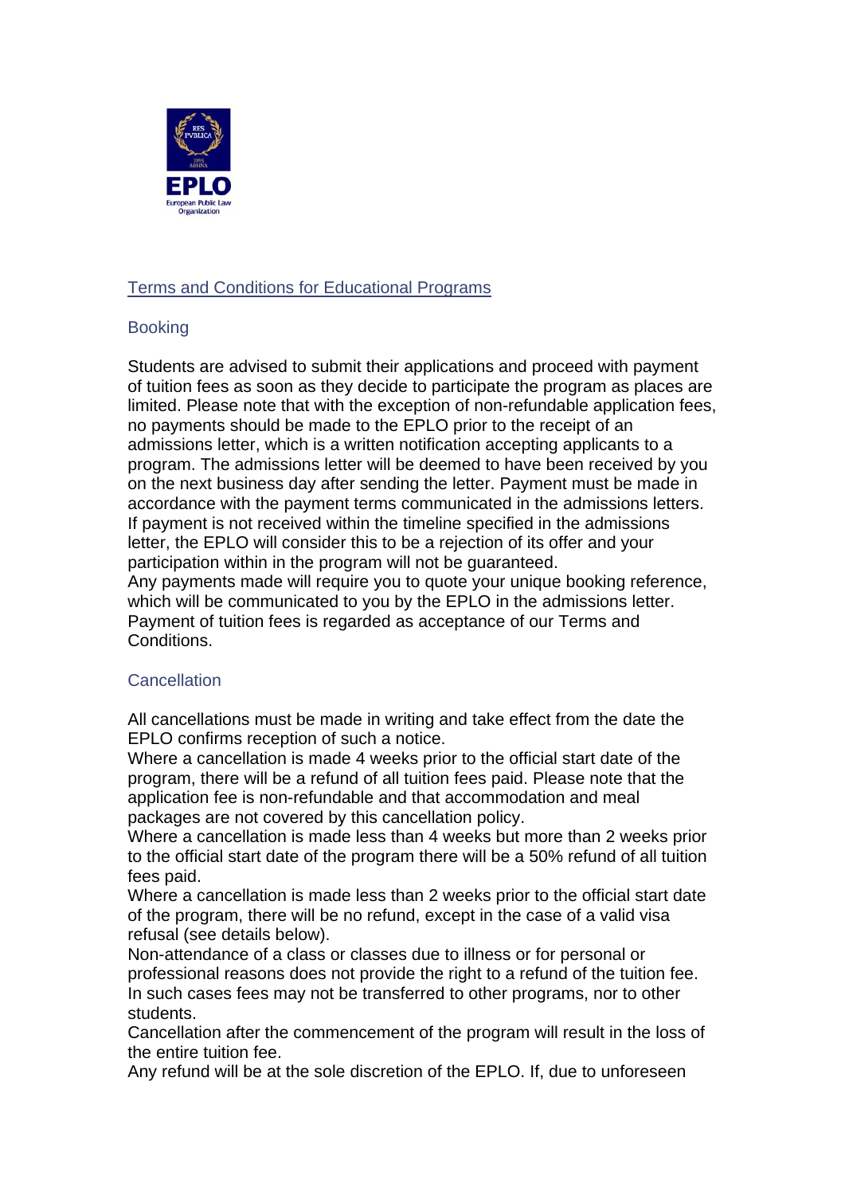# Terms and Conditions for Educational Programs

## Booking

Students are advised to submit their applications and proceed with payment of tuition fees as soon as they decide to participate the program as places are limited. Please note that with the exception of non-refundable application fees, no payments should be made to the EPLO prior to the receipt of an admissions letter, which is a written notification accepting applicants to a program. The admissions letter will be deemed to have been received by you on the next business day after sending the letter. Payment must be made in accordance with the payment terms communicated in the admissions letters. If payment is not received within the timeline specified in the admissions letter, the EPLO will consider this to be a rejection of its offer and your participation within in the program will not be guaranteed.
Any payments made will require you to quote your unique booking reference, which will be communicated to you by the EPLO in the admissions letter. Payment of tuition fees is regarded as acceptance of our Terms and Conditions.

## Cancellation

All cancellations must be made in writing and take effect from the date the EPLO confirms reception of such a notice.
Where a cancellation is made 4 weeks prior to the official start date of the program, there will be a refund of all tuition fees paid. Please note that the application fee is non-refundable and that accommodation and meal packages are not covered by this cancellation policy.
Where a cancellation is made less than 4 weeks but more than 2 weeks prior to the official start date of the program there will be a 50% refund of all tuition fees paid.
Where a cancellation is made less than 2 weeks prior to the official start date of the program, there will be no refund, except in the case of a valid visa refusal (see details below).
Non-attendance of a class or classes due to illness or for personal or professional reasons does not provide the right to a refund of the tuition fee. In such cases fees may not be transferred to other programs, nor to other students.
Cancellation after the commencement of the program will result in the loss of the entire tuition fee.
Any refund will be at the sole discretion of the EPLO. If, due to unforeseen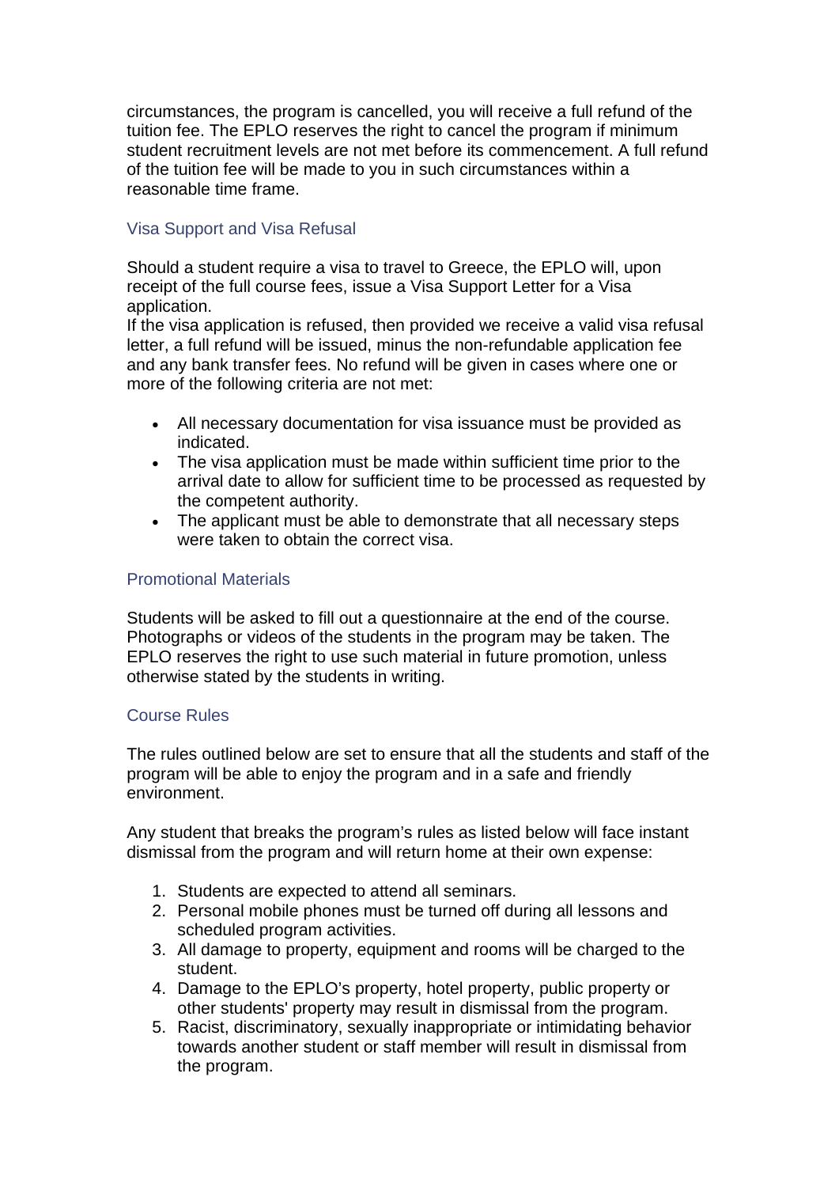circumstances, the program is cancelled, you will receive a full refund of the tuition fee. The EPLO reserves the right to cancel the program if minimum student recruitment levels are not met before its commencement. A full refund of the tuition fee will be made to you in such circumstances within a reasonable time frame.

## Visa Support and Visa Refusal

Should a student require a visa to travel to Greece, the EPLO will, upon receipt of the full course fees, issue a Visa Support Letter for a Visa application.
If the visa application is refused, then provided we receive a valid visa refusal letter, a full refund will be issued, minus the non-refundable application fee and any bank transfer fees. No refund will be given in cases where one or more of the following criteria are not met:

- All necessary documentation for visa issuance must be provided as indicated.
- The visa application must be made within sufficient time prior to the arrival date to allow for sufficient time to be processed as requested by the competent authority.
- The applicant must be able to demonstrate that all necessary steps were taken to obtain the correct visa.

## Promotional Materials

Students will be asked to fill out a questionnaire at the end of the course. Photographs or videos of the students in the program may be taken. The EPLO reserves the right to use such material in future promotion, unless otherwise stated by the students in writing.

## Course Rules

The rules outlined below are set to ensure that all the students and staff of the program will be able to enjoy the program and in a safe and friendly environment.

Any student that breaks the program's rules as listed below will face instant dismissal from the program and will return home at their own expense:

1. Students are expected to attend all seminars.
2. Personal mobile phones must be turned off during all lessons and scheduled program activities.
3. All damage to property, equipment and rooms will be charged to the student.
4. Damage to the EPLO's property, hotel property, public property or other students' property may result in dismissal from the program.
5. Racist, discriminatory, sexually inappropriate or intimidating behavior towards another student or staff member will result in dismissal from the program.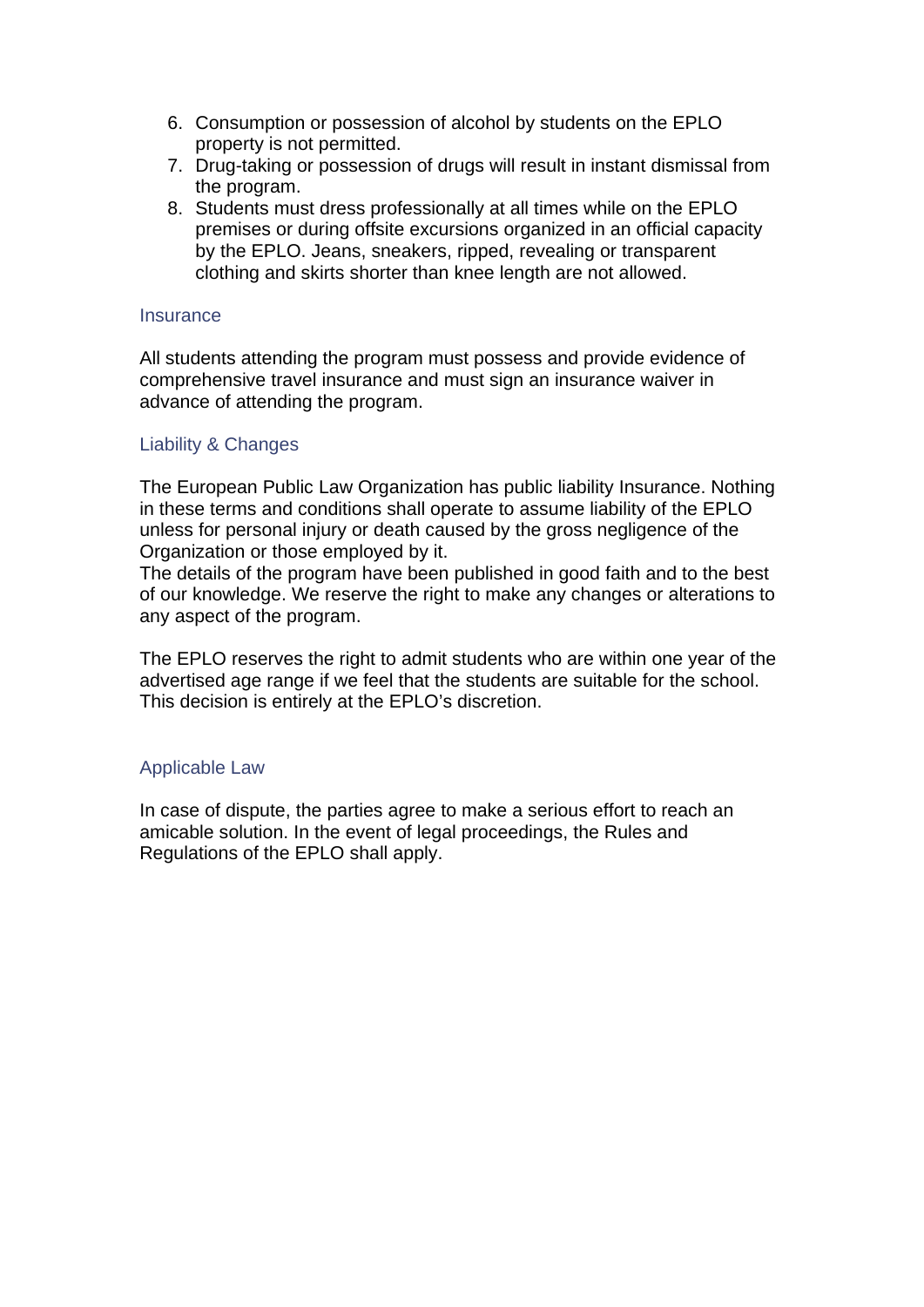6. Consumption or possession of alcohol by students on the EPLO property is not permitted.
7. Drug-taking or possession of drugs will result in instant dismissal from the program.
8. Students must dress professionally at all times while on the EPLO premises or during offsite excursions organized in an official capacity by the EPLO. Jeans, sneakers, ripped, revealing or transparent clothing and skirts shorter than knee length are not allowed.

## Insurance

All students attending the program must possess and provide evidence of comprehensive travel insurance and must sign an insurance waiver in advance of attending the program.

## Liability & Changes

The European Public Law Organization has public liability Insurance. Nothing in these terms and conditions shall operate to assume liability of the EPLO unless for personal injury or death caused by the gross negligence of the Organization or those employed by it.
The details of the program have been published in good faith and to the best of our knowledge. We reserve the right to make any changes or alterations to any aspect of the program.

The EPLO reserves the right to admit students who are within one year of the advertised age range if we feel that the students are suitable for the school. This decision is entirely at the EPLO's discretion.

## Applicable Law

In case of dispute, the parties agree to make a serious effort to reach an amicable solution. In the event of legal proceedings, the Rules and Regulations of the EPLO shall apply.